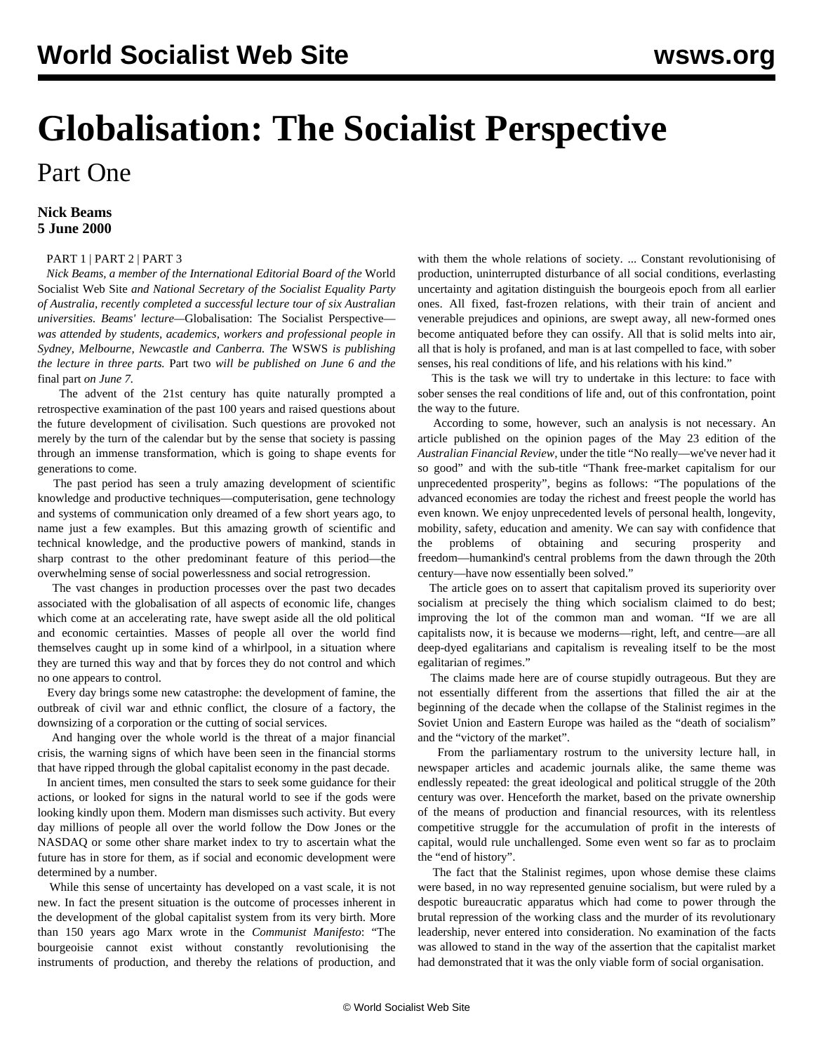# Globalisation: The Socialist Perspective

## Part One

**Nick Beams**
**5 June 2000**

PART 1 | PART 2 | PART 3

*Nick Beams, a member of the International Editorial Board of the* World Socialist Web Site *and National Secretary of the Socialist Equality Party of Australia, recently completed a successful lecture tour of six Australian universities. Beams' lecture—*Globalisation: The Socialist Perspective—*was attended by students, academics, workers and professional people in Sydney, Melbourne, Newcastle and Canberra. The* WSWS *is publishing the lecture in three parts.* Part two *will be published on June 6 and the* final part *on June 7.*

The advent of the 21st century has quite naturally prompted a retrospective examination of the past 100 years and raised questions about the future development of civilisation. Such questions are provoked not merely by the turn of the calendar but by the sense that society is passing through an immense transformation, which is going to shape events for generations to come.

The past period has seen a truly amazing development of scientific knowledge and productive techniques—computerisation, gene technology and systems of communication only dreamed of a few short years ago, to name just a few examples. But this amazing growth of scientific and technical knowledge, and the productive powers of mankind, stands in sharp contrast to the other predominant feature of this period—the overwhelming sense of social powerlessness and social retrogression.

The vast changes in production processes over the past two decades associated with the globalisation of all aspects of economic life, changes which come at an accelerating rate, have swept aside all the old political and economic certainties. Masses of people all over the world find themselves caught up in some kind of a whirlpool, in a situation where they are turned this way and that by forces they do not control and which no one appears to control.

Every day brings some new catastrophe: the development of famine, the outbreak of civil war and ethnic conflict, the closure of a factory, the downsizing of a corporation or the cutting of social services.

And hanging over the whole world is the threat of a major financial crisis, the warning signs of which have been seen in the financial storms that have ripped through the global capitalist economy in the past decade.

In ancient times, men consulted the stars to seek some guidance for their actions, or looked for signs in the natural world to see if the gods were looking kindly upon them. Modern man dismisses such activity. But every day millions of people all over the world follow the Dow Jones or the NASDAQ or some other share market index to try to ascertain what the future has in store for them, as if social and economic development were determined by a number.

While this sense of uncertainty has developed on a vast scale, it is not new. In fact the present situation is the outcome of processes inherent in the development of the global capitalist system from its very birth. More than 150 years ago Marx wrote in the *Communist Manifesto*: "The bourgeoisie cannot exist without constantly revolutionising the instruments of production, and thereby the relations of production, and with them the whole relations of society. ... Constant revolutionising of production, uninterrupted disturbance of all social conditions, everlasting uncertainty and agitation distinguish the bourgeois epoch from all earlier ones. All fixed, fast-frozen relations, with their train of ancient and venerable prejudices and opinions, are swept away, all new-formed ones become antiquated before they can ossify. All that is solid melts into air, all that is holy is profaned, and man is at last compelled to face, with sober senses, his real conditions of life, and his relations with his kind."

This is the task we will try to undertake in this lecture: to face with sober senses the real conditions of life and, out of this confrontation, point the way to the future.

According to some, however, such an analysis is not necessary. An article published on the opinion pages of the May 23 edition of the *Australian Financial Review*, under the title "No really—we've never had it so good" and with the sub-title "Thank free-market capitalism for our unprecedented prosperity", begins as follows: "The populations of the advanced economies are today the richest and freest people the world has even known. We enjoy unprecedented levels of personal health, longevity, mobility, safety, education and amenity. We can say with confidence that the problems of obtaining and securing prosperity and freedom—humankind's central problems from the dawn through the 20th century—have now essentially been solved."

The article goes on to assert that capitalism proved its superiority over socialism at precisely the thing which socialism claimed to do best; improving the lot of the common man and woman. "If we are all capitalists now, it is because we moderns—right, left, and centre—are all deep-dyed egalitarians and capitalism is revealing itself to be the most egalitarian of regimes."

The claims made here are of course stupidly outrageous. But they are not essentially different from the assertions that filled the air at the beginning of the decade when the collapse of the Stalinist regimes in the Soviet Union and Eastern Europe was hailed as the "death of socialism" and the "victory of the market".

From the parliamentary rostrum to the university lecture hall, in newspaper articles and academic journals alike, the same theme was endlessly repeated: the great ideological and political struggle of the 20th century was over. Henceforth the market, based on the private ownership of the means of production and financial resources, with its relentless competitive struggle for the accumulation of profit in the interests of capital, would rule unchallenged. Some even went so far as to proclaim the "end of history".

The fact that the Stalinist regimes, upon whose demise these claims were based, in no way represented genuine socialism, but were ruled by a despotic bureaucratic apparatus which had come to power through the brutal repression of the working class and the murder of its revolutionary leadership, never entered into consideration. No examination of the facts was allowed to stand in the way of the assertion that the capitalist market had demonstrated that it was the only viable form of social organisation.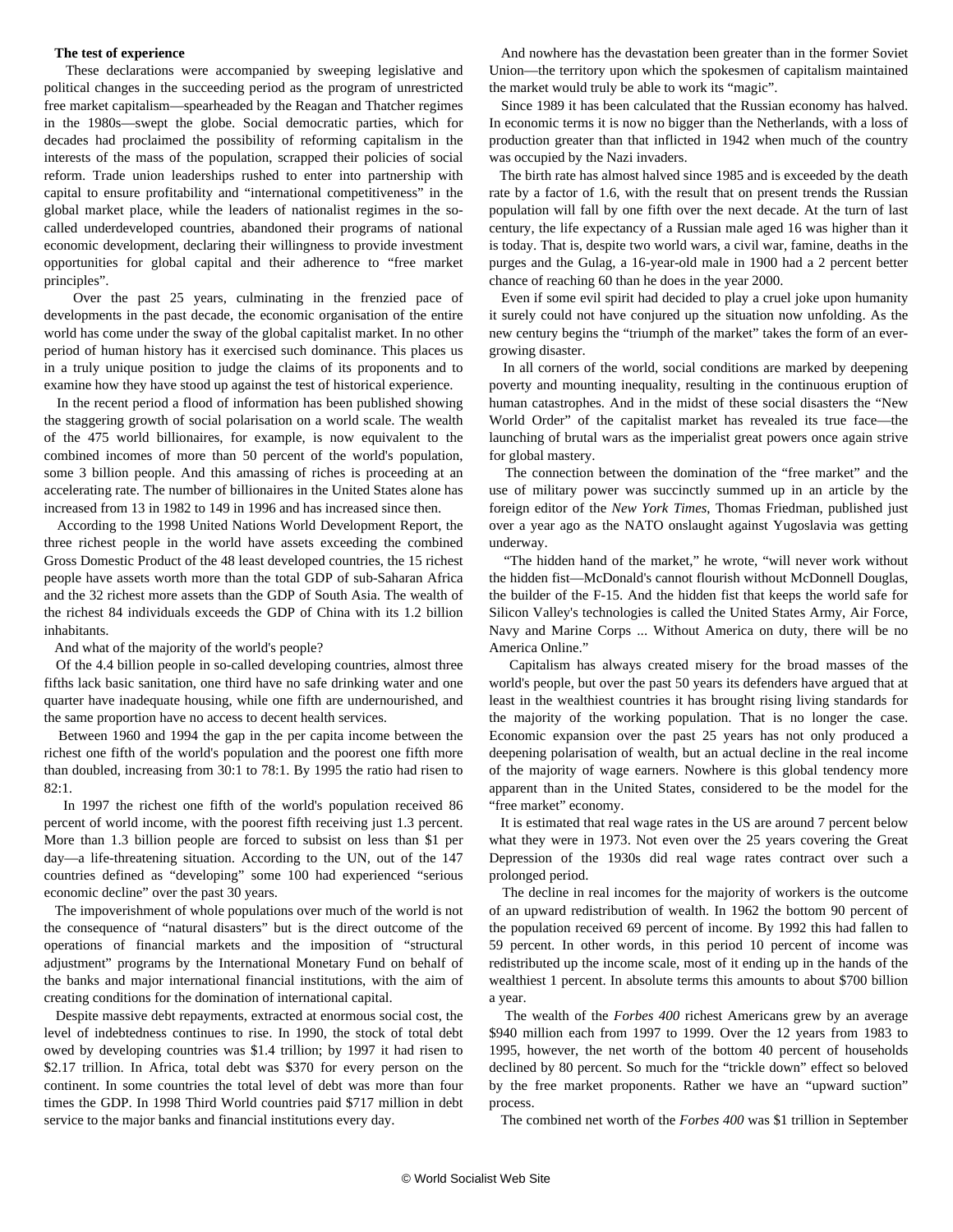**The test of experience**

These declarations were accompanied by sweeping legislative and political changes in the succeeding period as the program of unrestricted free market capitalism—spearheaded by the Reagan and Thatcher regimes in the 1980s—swept the globe. Social democratic parties, which for decades had proclaimed the possibility of reforming capitalism in the interests of the mass of the population, scrapped their policies of social reform. Trade union leaderships rushed to enter into partnership with capital to ensure profitability and "international competitiveness" in the global market place, while the leaders of nationalist regimes in the so-called underdeveloped countries, abandoned their programs of national economic development, declaring their willingness to provide investment opportunities for global capital and their adherence to "free market principles".

Over the past 25 years, culminating in the frenzied pace of developments in the past decade, the economic organisation of the entire world has come under the sway of the global capitalist market. In no other period of human history has it exercised such dominance. This places us in a truly unique position to judge the claims of its proponents and to examine how they have stood up against the test of historical experience.

In the recent period a flood of information has been published showing the staggering growth of social polarisation on a world scale. The wealth of the 475 world billionaires, for example, is now equivalent to the combined incomes of more than 50 percent of the world's population, some 3 billion people. And this amassing of riches is proceeding at an accelerating rate. The number of billionaires in the United States alone has increased from 13 in 1982 to 149 in 1996 and has increased since then.

According to the 1998 United Nations World Development Report, the three richest people in the world have assets exceeding the combined Gross Domestic Product of the 48 least developed countries, the 15 richest people have assets worth more than the total GDP of sub-Saharan Africa and the 32 richest more assets than the GDP of South Asia. The wealth of the richest 84 individuals exceeds the GDP of China with its 1.2 billion inhabitants.

And what of the majority of the world's people?

Of the 4.4 billion people in so-called developing countries, almost three fifths lack basic sanitation, one third have no safe drinking water and one quarter have inadequate housing, while one fifth are undernourished, and the same proportion have no access to decent health services.

Between 1960 and 1994 the gap in the per capita income between the richest one fifth of the world's population and the poorest one fifth more than doubled, increasing from 30:1 to 78:1. By 1995 the ratio had risen to 82:1.

In 1997 the richest one fifth of the world's population received 86 percent of world income, with the poorest fifth receiving just 1.3 percent. More than 1.3 billion people are forced to subsist on less than $1 per day—a life-threatening situation. According to the UN, out of the 147 countries defined as "developing" some 100 had experienced "serious economic decline" over the past 30 years.

The impoverishment of whole populations over much of the world is not the consequence of "natural disasters" but is the direct outcome of the operations of financial markets and the imposition of "structural adjustment" programs by the International Monetary Fund on behalf of the banks and major international financial institutions, with the aim of creating conditions for the domination of international capital.

Despite massive debt repayments, extracted at enormous social cost, the level of indebtedness continues to rise. In 1990, the stock of total debt owed by developing countries was $1.4 trillion; by 1997 it had risen to $2.17 trillion. In Africa, total debt was $370 for every person on the continent. In some countries the total level of debt was more than four times the GDP. In 1998 Third World countries paid $717 million in debt service to the major banks and financial institutions every day.

And nowhere has the devastation been greater than in the former Soviet Union—the territory upon which the spokesmen of capitalism maintained the market would truly be able to work its "magic".

Since 1989 it has been calculated that the Russian economy has halved. In economic terms it is now no bigger than the Netherlands, with a loss of production greater than that inflicted in 1942 when much of the country was occupied by the Nazi invaders.

The birth rate has almost halved since 1985 and is exceeded by the death rate by a factor of 1.6, with the result that on present trends the Russian population will fall by one fifth over the next decade. At the turn of last century, the life expectancy of a Russian male aged 16 was higher than it is today. That is, despite two world wars, a civil war, famine, deaths in the purges and the Gulag, a 16-year-old male in 1900 had a 2 percent better chance of reaching 60 than he does in the year 2000.

Even if some evil spirit had decided to play a cruel joke upon humanity it surely could not have conjured up the situation now unfolding. As the new century begins the "triumph of the market" takes the form of an ever-growing disaster.

In all corners of the world, social conditions are marked by deepening poverty and mounting inequality, resulting in the continuous eruption of human catastrophes. And in the midst of these social disasters the "New World Order" of the capitalist market has revealed its true face—the launching of brutal wars as the imperialist great powers once again strive for global mastery.

The connection between the domination of the "free market" and the use of military power was succinctly summed up in an article by the foreign editor of the *New York Times*, Thomas Friedman, published just over a year ago as the NATO onslaught against Yugoslavia was getting underway.

"The hidden hand of the market," he wrote, "will never work without the hidden fist—McDonald's cannot flourish without McDonnell Douglas, the builder of the F-15. And the hidden fist that keeps the world safe for Silicon Valley's technologies is called the United States Army, Air Force, Navy and Marine Corps ... Without America on duty, there will be no America Online."

Capitalism has always created misery for the broad masses of the world's people, but over the past 50 years its defenders have argued that at least in the wealthiest countries it has brought rising living standards for the majority of the working population. That is no longer the case. Economic expansion over the past 25 years has not only produced a deepening polarisation of wealth, but an actual decline in the real income of the majority of wage earners. Nowhere is this global tendency more apparent than in the United States, considered to be the model for the "free market" economy.

It is estimated that real wage rates in the US are around 7 percent below what they were in 1973. Not even over the 25 years covering the Great Depression of the 1930s did real wage rates contract over such a prolonged period.

The decline in real incomes for the majority of workers is the outcome of an upward redistribution of wealth. In 1962 the bottom 90 percent of the population received 69 percent of income. By 1992 this had fallen to 59 percent. In other words, in this period 10 percent of income was redistributed up the income scale, most of it ending up in the hands of the wealthiest 1 percent. In absolute terms this amounts to about $700 billion a year.

The wealth of the *Forbes 400* richest Americans grew by an average $940 million each from 1997 to 1999. Over the 12 years from 1983 to 1995, however, the net worth of the bottom 40 percent of households declined by 80 percent. So much for the "trickle down" effect so beloved by the free market proponents. Rather we have an "upward suction" process.

The combined net worth of the *Forbes 400* was $1 trillion in September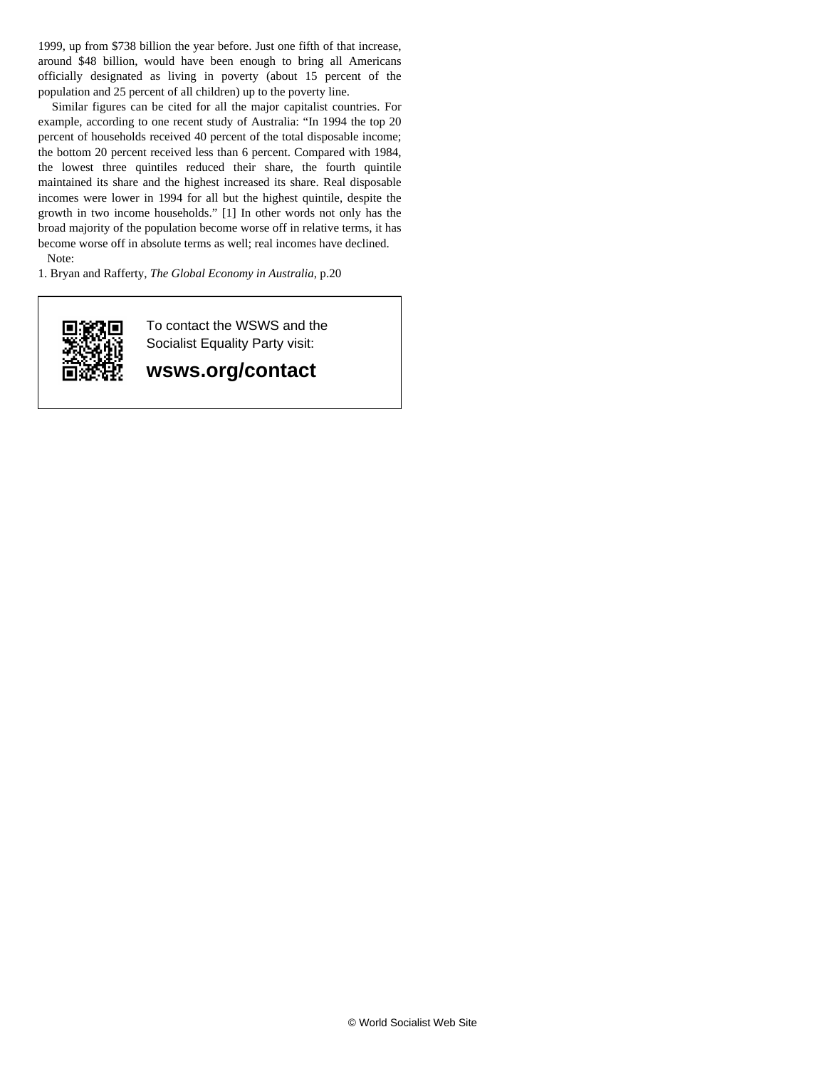1999, up from $738 billion the year before. Just one fifth of that increase, around $48 billion, would have been enough to bring all Americans officially designated as living in poverty (about 15 percent of the population and 25 percent of all children) up to the poverty line.

Similar figures can be cited for all the major capitalist countries. For example, according to one recent study of Australia: "In 1994 the top 20 percent of households received 40 percent of the total disposable income; the bottom 20 percent received less than 6 percent. Compared with 1984, the lowest three quintiles reduced their share, the fourth quintile maintained its share and the highest increased its share. Real disposable incomes were lower in 1994 for all but the highest quintile, despite the growth in two income households." [1] In other words not only has the broad majority of the population become worse off in relative terms, it has become worse off in absolute terms as well; real incomes have declined.

Note:

1. Bryan and Rafferty, *The Global Economy in Australia,* p.20

To contact the WSWS and the Socialist Equality Party visit:

**wsws.org/contact**